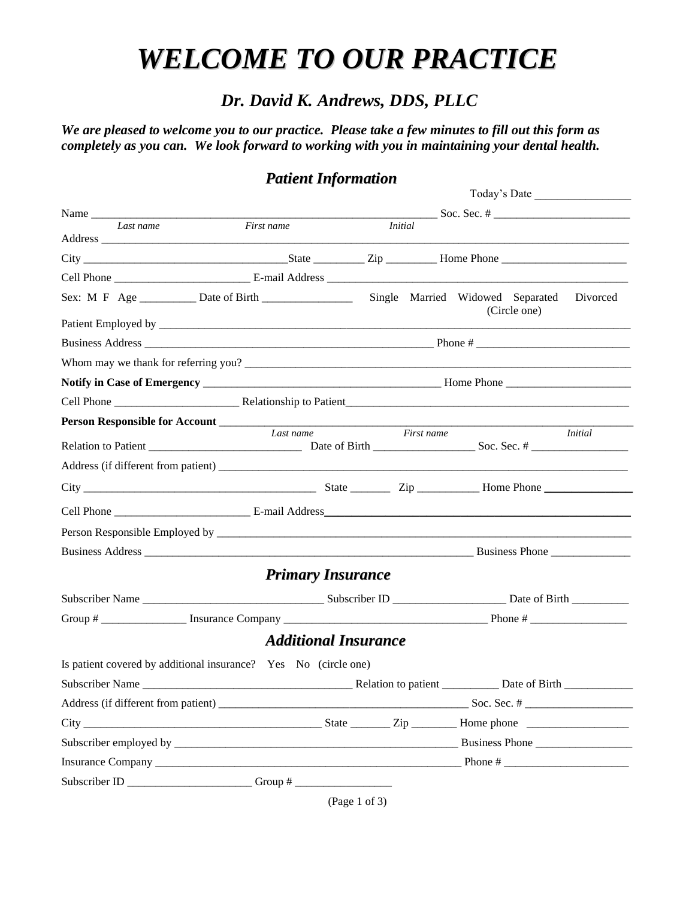# WELCOME TO OUR PRACTICE

## *Dr. David K. Andrews, DDS, PLLC*

***We are pleased to welcome you to our practice. Please take a few minutes to fill out this form as completely as you can. We look forward to working with you in maintaining your dental health.***

### *Patient Information*

Today's Date _________________

Name ______________________________________________________________ Soc. Sec. # _________________________
*Last name* *First name* *Initial*

Address ____________________________________________________________________________________________

City ____________________________________State _________ Zip _________ Home Phone ______________________

Cell Phone ________________________ E-mail Address _______________________________________________________

Sex: M F Age __________ Date of Birth ________________ Single Married Widowed Separated Divorced (Circle one)

Patient Employed by ________________________________________________________________________________

Business Address ____________________________________________________ Phone # ___________________________

Whom may we thank for referring you? __________________________________________________________________

**Notify in Case of Emergency** ___________________________________________ Home Phone ______________________

Cell Phone ______________________ Relationship to Patient_____________________________________________________

**Person Responsible for Account** __________________________________________________________________________
*Last name* *First name* *Initial*

Relation to Patient ____________________________ Date of Birth __________________ Soc. Sec. # _________________

Address (if different from patient) _____________________________________________________________________

City __________________________________________ State _______ Zip ___________ Home Phone ________________

Cell Phone ________________________ E-mail Address_______________________________________________________

Person Responsible Employed by _______________________________________________________________________

Business Address ____________________________________________________________ Business Phone ______________

### *Primary Insurance*

Subscriber Name ________________________________ Subscriber ID ____________________ Date of Birth __________

Group # _______________ Insurance Company ____________________________________ Phone # _________________

### *Additional Insurance*

Is patient covered by additional insurance? Yes No (circle one)

Subscriber Name ____________________________________ Relation to patient __________ Date of Birth ____________

Address (if different from patient) ____________________________________________ Soc. Sec. # ___________________

City __________________________________________ State _______ Zip ________ Home phone __________________

Subscriber employed by __________________________________________________ Business Phone _________________

Insurance Company ________________________________________________________ Phone # ______________________

Subscriber ID ______________________ Group # _________________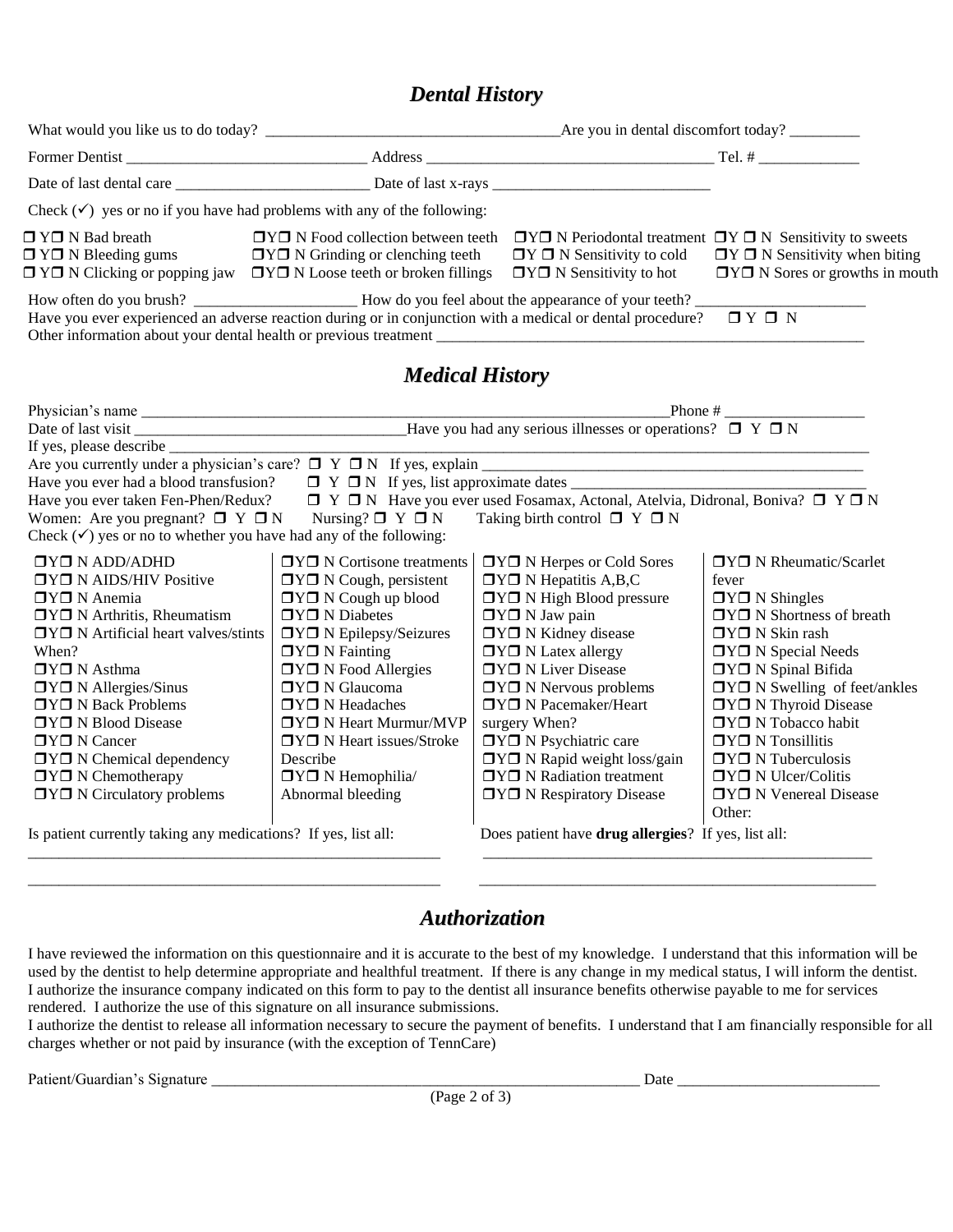## *Dental History*

What would you like us to do today? _____________________________________Are you in dental discomfort today? _________

Former Dentist _______________________________ Address _____________________________________ Tel. # _____________

Date of last dental care _________________________ Date of last x-rays ____________________________

Check (✓) yes or no if you have had problems with any of the following:

| | | | |
|---|---|---|---|
| ❐ Y❐ N Bad breath | ❐Y❐ N Food collection between teeth | ❐Y❐ N Periodontal treatment | ❐Y ❐ N Sensitivity to sweets |
| ❐ Y❐ N Bleeding gums | ❐Y❐ N Grinding or clenching teeth | ❐Y ❐ N Sensitivity to cold | ❐Y ❐ N Sensitivity when biting |
| ❐ Y❐ N Clicking or popping jaw | ❐Y❐ N Loose teeth or broken fillings | ❐Y❐ N Sensitivity to hot | ❐Y❐ N Sores or growths in mouth |

How often do you brush? _____________________ How do you feel about the appearance of your teeth? ______________________

Have you ever experienced an adverse reaction during or in conjunction with a medical or dental procedure? ❐ Y ❐ N

Other information about your dental health or previous treatment ________________________________________________________

## *Medical History*

Physician's name _______________________________________________________________________Phone # ___________________

Date of last visit ___________________________________Have you had any serious illnesses or operations? ❐ Y ❐ N

If yes, please describe ___________________________________________________________________________________________

Are you currently under a physician's care? ❐ Y ❐ N If yes, explain _______________________________________________

Have you ever had a blood transfusion? ❐ Y ❐ N If yes, list approximate dates ______________________________________

Have you ever taken Fen-Phen/Redux? ❐ Y ❐ N Have you ever used Fosamax, Actonal, Atelvia, Didronal, Boniva? ❐ Y ❐ N

Women: Are you pregnant? ❐ Y ❐ N Nursing? ❐ Y ❐ N Taking birth control ❐ Y ❐ N

Check (✓) yes or no to whether you have had any of the following:

| | | | |
|---|---|---|---|
| ❐Y❐ N ADD/ADHD | ❐Y❐ N Cortisone treatments | ❐Y❐ N Herpes or Cold Sores | ❐Y❐ N Rheumatic/Scarlet fever |
| ❐Y❐ N AIDS/HIV Positive | ❐Y❐ N Cough, persistent | ❐Y❐ N Hepatitis A,B,C | ❐Y❐ N Shingles |
| ❐Y❐ N Anemia | ❐Y❐ N Cough up blood | ❐Y❐ N High Blood pressure | ❐Y❐ N Shortness of breath |
| ❐Y❐ N Arthritis, Rheumatism | ❐Y❐ N Diabetes | ❐Y❐ N Jaw pain | ❐Y❐ N Skin rash |
| ❐Y❐ N Artificial heart valves/stints When? | ❐Y❐ N Epilepsy/Seizures | ❐Y❐ N Kidney disease | ❐Y❐ N Special Needs |
| ❐Y❐ N Asthma | ❐Y❐ N Fainting | ❐Y❐ N Latex allergy | ❐Y❐ N Spinal Bifida |
| ❐Y❐ N Allergies/Sinus | ❐Y❐ N Food Allergies | ❐Y❐ N Liver Disease | ❐Y❐ N Swelling of feet/ankles |
| ❐Y❐ N Back Problems | ❐Y❐ N Glaucoma | ❐Y❐ N Nervous problems | ❐Y❐ N Thyroid Disease |
| ❐Y❐ N Blood Disease | ❐Y❐ N Headaches | ❐Y❐ N Pacemaker/Heart surgery When? | ❐Y❐ N Tobacco habit |
| ❐Y❐ N Cancer | ❐Y❐ N Heart Murmur/MVP | ❐Y❐ N Psychiatric care | ❐Y❐ N Tonsillitis |
| ❐Y❐ N Chemical dependency | ❐Y❐ N Heart issues/Stroke Describe | ❐Y❐ N Rapid weight loss/gain | ❐Y❐ N Tuberculosis |
| ❐Y❐ N Chemotherapy | ❐Y❐ N Hemophilia/ Abnormal bleeding | ❐Y❐ N Radiation treatment | ❐Y❐ N Ulcer/Colitis |
| ❐Y❐ N Circulatory problems | | ❐Y❐ N Respiratory Disease | ❐Y❐ N Venereal Disease |
| | | | Other: |

Is patient currently taking any medications? If yes, list all:

______________________________________________________

______________________________________________________

Does patient have **drug allergies**? If yes, list all:

____________________________________________________

____________________________________________________

## *Authorization*

I have reviewed the information on this questionnaire and it is accurate to the best of my knowledge. I understand that this information will be used by the dentist to help determine appropriate and healthful treatment. If there is any change in my medical status, I will inform the dentist. I authorize the insurance company indicated on this form to pay to the dentist all insurance benefits otherwise payable to me for services rendered. I authorize the use of this signature on all insurance submissions.

I authorize the dentist to release all information necessary to secure the payment of benefits. I understand that I am financially responsible for all charges whether or not paid by insurance (with the exception of TennCare)

Patient/Guardian's Signature ________________________________________________________ Date __________________________